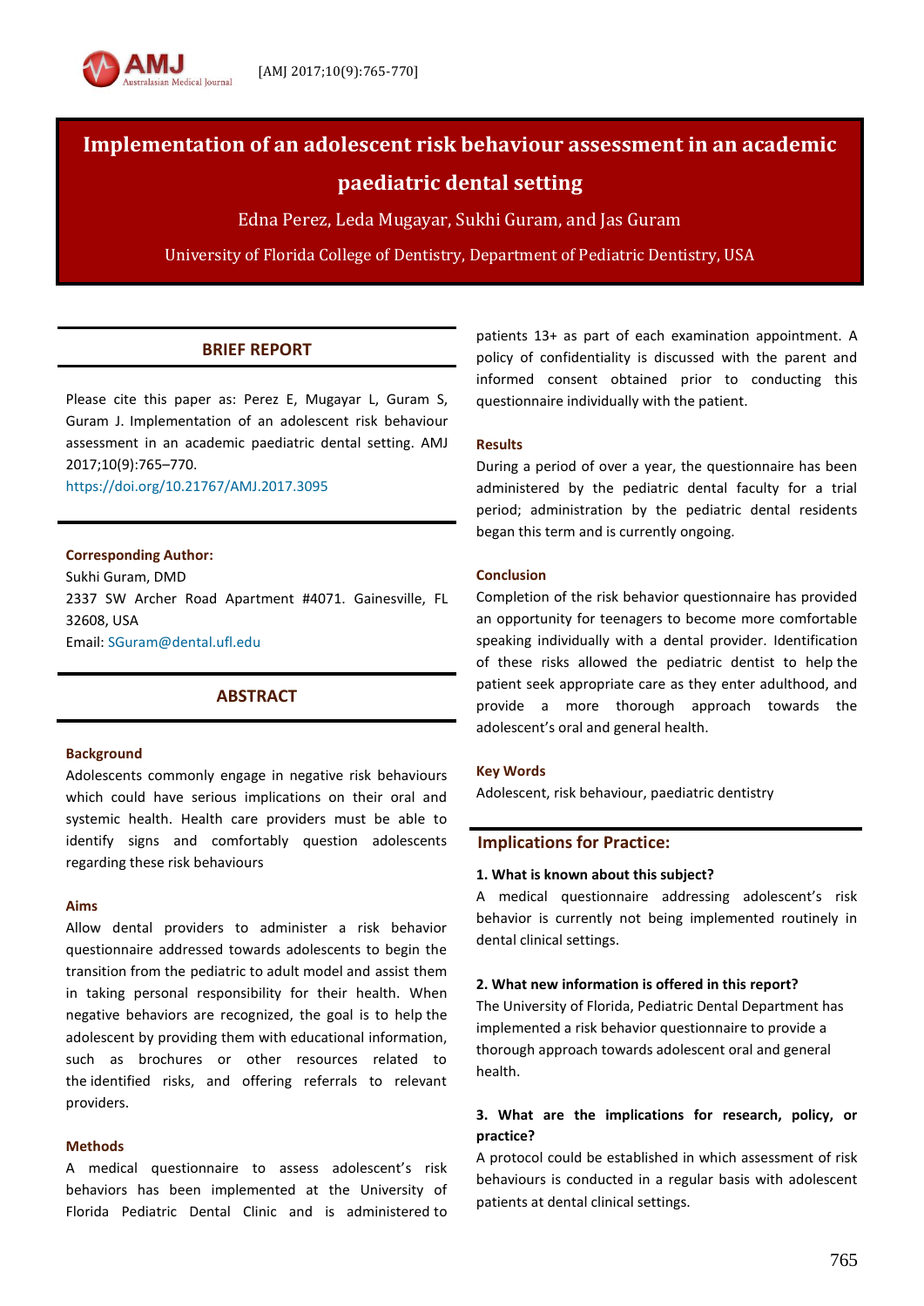# Implementation of an adolescent risk behaviour assessment in an academic paediatric dental setting

Edna Perez, Leda Mugayar, Sukhi Guram, and Jas Guram

University of Florida College of Dentistry, Department of Pediatric Dentistry, USA

## BRIEF REPORT

Please cite this paper as: Perez E, Mugayar L, Guram S, Guram J. Implementation of an adolescent risk behaviour assessment in an academic paediatric dental setting. AMJ 2017;10(9):765–770.
https://doi.org/10.21767/AMJ.2017.3095

**Corresponding Author:**
Sukhi Guram, DMD
2337 SW Archer Road Apartment #4071. Gainesville, FL 32608, USA
Email: SGuram@dental.ufl.edu

## ABSTRACT

### Background

Adolescents commonly engage in negative risk behaviours which could have serious implications on their oral and systemic health. Health care providers must be able to identify signs and comfortably question adolescents regarding these risk behaviours

### Aims

Allow dental providers to administer a risk behavior questionnaire addressed towards adolescents to begin the transition from the pediatric to adult model and assist them in taking personal responsibility for their health. When negative behaviors are recognized, the goal is to help the adolescent by providing them with educational information, such as brochures or other resources related to the identified risks, and offering referrals to relevant providers.

### Methods

A medical questionnaire to assess adolescent's risk behaviors has been implemented at the University of Florida Pediatric Dental Clinic and is administered to patients 13+ as part of each examination appointment. A policy of confidentiality is discussed with the parent and informed consent obtained prior to conducting this questionnaire individually with the patient.

### Results

During a period of over a year, the questionnaire has been administered by the pediatric dental faculty for a trial period; administration by the pediatric dental residents began this term and is currently ongoing.

### Conclusion

Completion of the risk behavior questionnaire has provided an opportunity for teenagers to become more comfortable speaking individually with a dental provider. Identification of these risks allowed the pediatric dentist to help the patient seek appropriate care as they enter adulthood, and provide a more thorough approach towards the adolescent's oral and general health.

### Key Words

Adolescent, risk behaviour, paediatric dentistry

## Implications for Practice:

**1. What is known about this subject?**

A medical questionnaire addressing adolescent's risk behavior is currently not being implemented routinely in dental clinical settings.

**2. What new information is offered in this report?**

The University of Florida, Pediatric Dental Department has implemented a risk behavior questionnaire to provide a thorough approach towards adolescent oral and general health.

**3. What are the implications for research, policy, or practice?**

A protocol could be established in which assessment of risk behaviours is conducted in a regular basis with adolescent patients at dental clinical settings.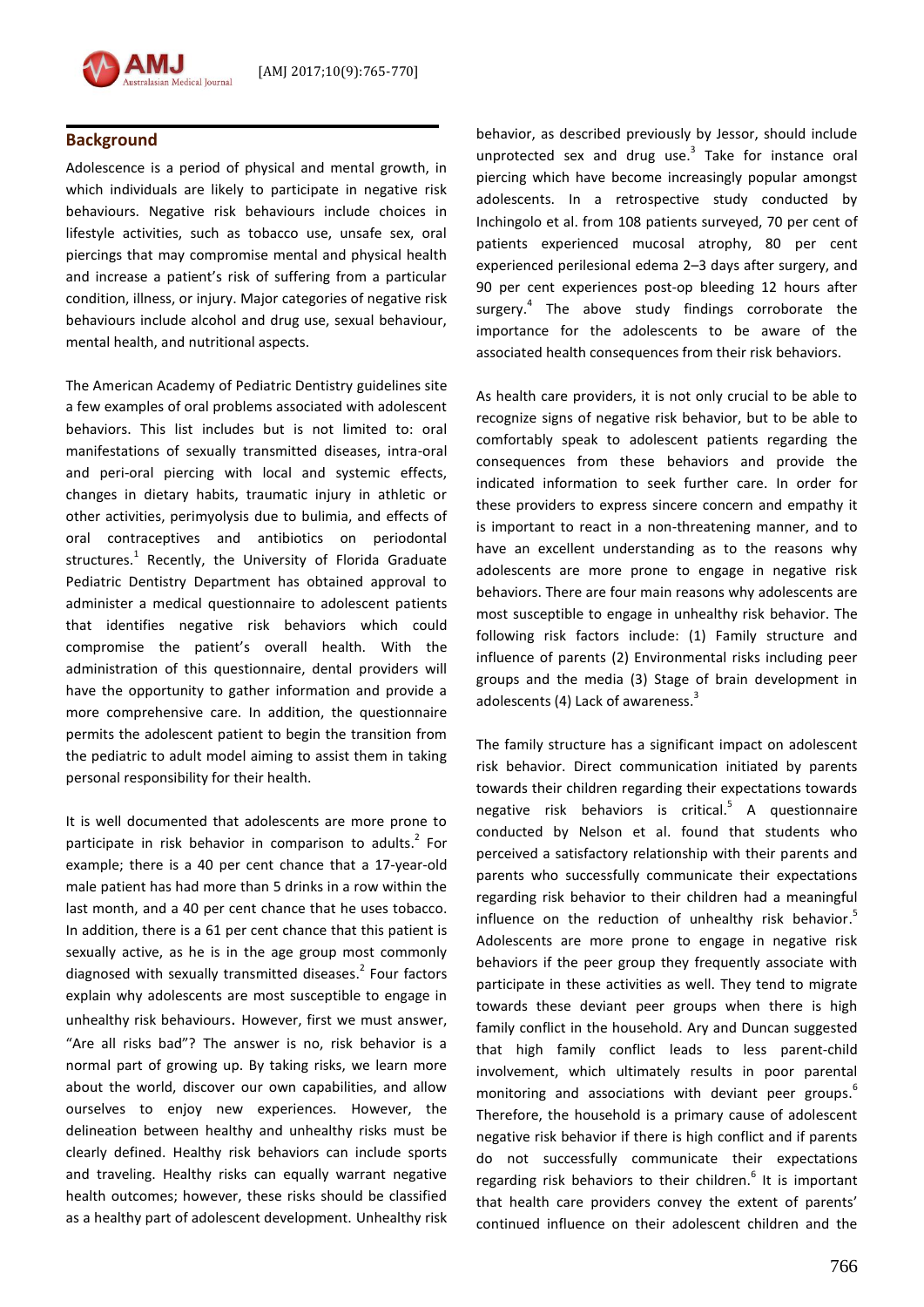## Background

Adolescence is a period of physical and mental growth, in which individuals are likely to participate in negative risk behaviours. Negative risk behaviours include choices in lifestyle activities, such as tobacco use, unsafe sex, oral piercings that may compromise mental and physical health and increase a patient's risk of suffering from a particular condition, illness, or injury. Major categories of negative risk behaviours include alcohol and drug use, sexual behaviour, mental health, and nutritional aspects.

The American Academy of Pediatric Dentistry guidelines site a few examples of oral problems associated with adolescent behaviors. This list includes but is not limited to: oral manifestations of sexually transmitted diseases, intra-oral and peri-oral piercing with local and systemic effects, changes in dietary habits, traumatic injury in athletic or other activities, perimyolysis due to bulimia, and effects of oral contraceptives and antibiotics on periodontal structures.[1] Recently, the University of Florida Graduate Pediatric Dentistry Department has obtained approval to administer a medical questionnaire to adolescent patients that identifies negative risk behaviors which could compromise the patient's overall health. With the administration of this questionnaire, dental providers will have the opportunity to gather information and provide a more comprehensive care. In addition, the questionnaire permits the adolescent patient to begin the transition from the pediatric to adult model aiming to assist them in taking personal responsibility for their health.

It is well documented that adolescents are more prone to participate in risk behavior in comparison to adults.[2] For example; there is a 40 per cent chance that a 17-year-old male patient has had more than 5 drinks in a row within the last month, and a 40 per cent chance that he uses tobacco. In addition, there is a 61 per cent chance that this patient is sexually active, as he is in the age group most commonly diagnosed with sexually transmitted diseases.[2] Four factors explain why adolescents are most susceptible to engage in unhealthy risk behaviours. However, first we must answer, "Are all risks bad"? The answer is no, risk behavior is a normal part of growing up. By taking risks, we learn more about the world, discover our own capabilities, and allow ourselves to enjoy new experiences. However, the delineation between healthy and unhealthy risks must be clearly defined. Healthy risk behaviors can include sports and traveling. Healthy risks can equally warrant negative health outcomes; however, these risks should be classified as a healthy part of adolescent development. Unhealthy risk behavior, as described previously by Jessor, should include unprotected sex and drug use.[3] Take for instance oral piercing which have become increasingly popular amongst adolescents. In a retrospective study conducted by Inchingolo et al. from 108 patients surveyed, 70 per cent of patients experienced mucosal atrophy, 80 per cent experienced perilesional edema 2–3 days after surgery, and 90 per cent experiences post-op bleeding 12 hours after surgery.[4] The above study findings corroborate the importance for the adolescents to be aware of the associated health consequences from their risk behaviors.

As health care providers, it is not only crucial to be able to recognize signs of negative risk behavior, but to be able to comfortably speak to adolescent patients regarding the consequences from these behaviors and provide the indicated information to seek further care. In order for these providers to express sincere concern and empathy it is important to react in a non-threatening manner, and to have an excellent understanding as to the reasons why adolescents are more prone to engage in negative risk behaviors. There are four main reasons why adolescents are most susceptible to engage in unhealthy risk behavior. The following risk factors include: (1) Family structure and influence of parents (2) Environmental risks including peer groups and the media (3) Stage of brain development in adolescents (4) Lack of awareness.[3]

The family structure has a significant impact on adolescent risk behavior. Direct communication initiated by parents towards their children regarding their expectations towards negative risk behaviors is critical.[5] A questionnaire conducted by Nelson et al. found that students who perceived a satisfactory relationship with their parents and parents who successfully communicate their expectations regarding risk behavior to their children had a meaningful influence on the reduction of unhealthy risk behavior.[5] Adolescents are more prone to engage in negative risk behaviors if the peer group they frequently associate with participate in these activities as well. They tend to migrate towards these deviant peer groups when there is high family conflict in the household. Ary and Duncan suggested that high family conflict leads to less parent-child involvement, which ultimately results in poor parental monitoring and associations with deviant peer groups.[6] Therefore, the household is a primary cause of adolescent negative risk behavior if there is high conflict and if parents do not successfully communicate their expectations regarding risk behaviors to their children.[6] It is important that health care providers convey the extent of parents' continued influence on their adolescent children and the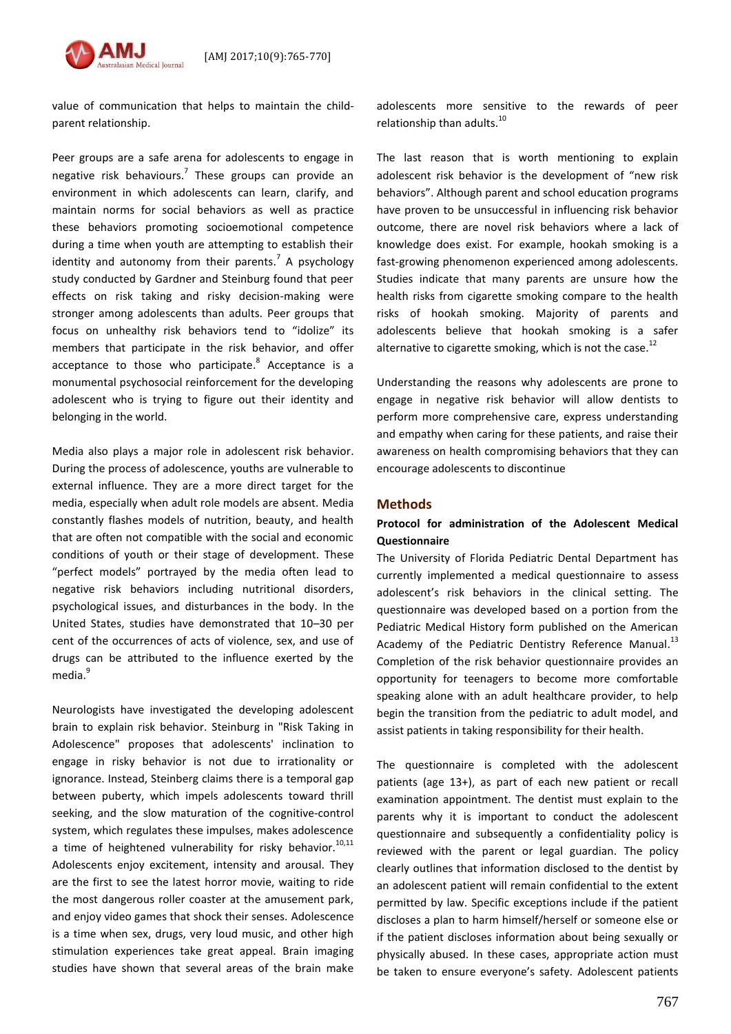value of communication that helps to maintain the child-parent relationship.

Peer groups are a safe arena for adolescents to engage in negative risk behaviours.[7] These groups can provide an environment in which adolescents can learn, clarify, and maintain norms for social behaviors as well as practice these behaviors promoting socioemotional competence during a time when youth are attempting to establish their identity and autonomy from their parents.[7] A psychology study conducted by Gardner and Steinburg found that peer effects on risk taking and risky decision-making were stronger among adolescents than adults. Peer groups that focus on unhealthy risk behaviors tend to "idolize" its members that participate in the risk behavior, and offer acceptance to those who participate.[8] Acceptance is a monumental psychosocial reinforcement for the developing adolescent who is trying to figure out their identity and belonging in the world.

Media also plays a major role in adolescent risk behavior. During the process of adolescence, youths are vulnerable to external influence. They are a more direct target for the media, especially when adult role models are absent. Media constantly flashes models of nutrition, beauty, and health that are often not compatible with the social and economic conditions of youth or their stage of development. These "perfect models" portrayed by the media often lead to negative risk behaviors including nutritional disorders, psychological issues, and disturbances in the body. In the United States, studies have demonstrated that 10–30 per cent of the occurrences of acts of violence, sex, and use of drugs can be attributed to the influence exerted by the media.[9]

Neurologists have investigated the developing adolescent brain to explain risk behavior. Steinburg in "Risk Taking in Adolescence" proposes that adolescents' inclination to engage in risky behavior is not due to irrationality or ignorance. Instead, Steinberg claims there is a temporal gap between puberty, which impels adolescents toward thrill seeking, and the slow maturation of the cognitive-control system, which regulates these impulses, makes adolescence a time of heightened vulnerability for risky behavior.[10,11] Adolescents enjoy excitement, intensity and arousal. They are the first to see the latest horror movie, waiting to ride the most dangerous roller coaster at the amusement park, and enjoy video games that shock their senses. Adolescence is a time when sex, drugs, very loud music, and other high stimulation experiences take great appeal. Brain imaging studies have shown that several areas of the brain make adolescents more sensitive to the rewards of peer relationship than adults.[10]

The last reason that is worth mentioning to explain adolescent risk behavior is the development of "new risk behaviors". Although parent and school education programs have proven to be unsuccessful in influencing risk behavior outcome, there are novel risk behaviors where a lack of knowledge does exist. For example, hookah smoking is a fast-growing phenomenon experienced among adolescents. Studies indicate that many parents are unsure how the health risks from cigarette smoking compare to the health risks of hookah smoking. Majority of parents and adolescents believe that hookah smoking is a safer alternative to cigarette smoking, which is not the case.[12]

Understanding the reasons why adolescents are prone to engage in negative risk behavior will allow dentists to perform more comprehensive care, express understanding and empathy when caring for these patients, and raise their awareness on health compromising behaviors that they can encourage adolescents to discontinue

## Methods

### Protocol for administration of the Adolescent Medical Questionnaire

The University of Florida Pediatric Dental Department has currently implemented a medical questionnaire to assess adolescent's risk behaviors in the clinical setting. The questionnaire was developed based on a portion from the Pediatric Medical History form published on the American Academy of the Pediatric Dentistry Reference Manual.[13] Completion of the risk behavior questionnaire provides an opportunity for teenagers to become more comfortable speaking alone with an adult healthcare provider, to help begin the transition from the pediatric to adult model, and assist patients in taking responsibility for their health.

The questionnaire is completed with the adolescent patients (age 13+), as part of each new patient or recall examination appointment. The dentist must explain to the parents why it is important to conduct the adolescent questionnaire and subsequently a confidentiality policy is reviewed with the parent or legal guardian. The policy clearly outlines that information disclosed to the dentist by an adolescent patient will remain confidential to the extent permitted by law. Specific exceptions include if the patient discloses a plan to harm himself/herself or someone else or if the patient discloses information about being sexually or physically abused. In these cases, appropriate action must be taken to ensure everyone's safety. Adolescent patients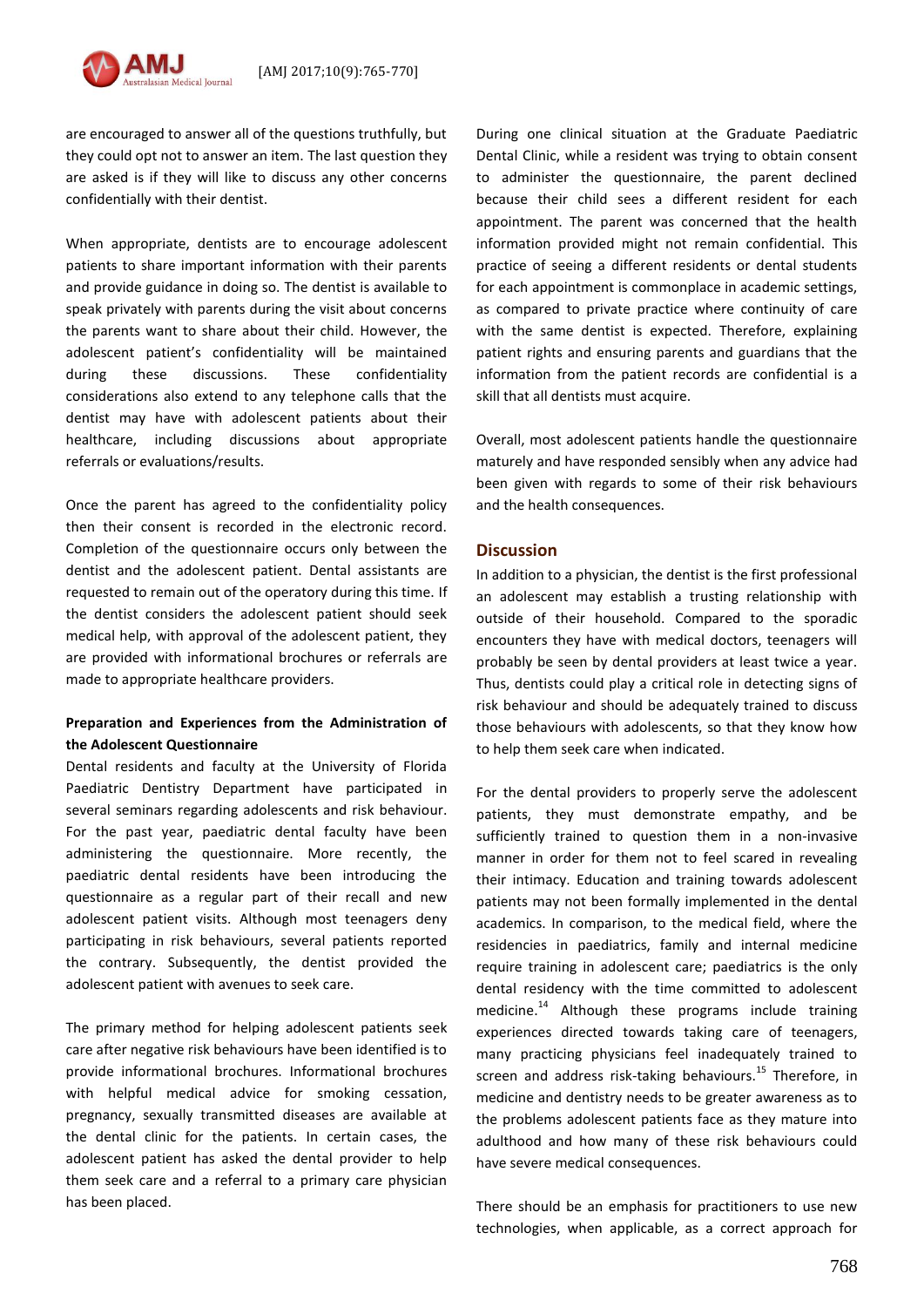are encouraged to answer all of the questions truthfully, but they could opt not to answer an item. The last question they are asked is if they will like to discuss any other concerns confidentially with their dentist.

When appropriate, dentists are to encourage adolescent patients to share important information with their parents and provide guidance in doing so. The dentist is available to speak privately with parents during the visit about concerns the parents want to share about their child. However, the adolescent patient's confidentiality will be maintained during these discussions. These confidentiality considerations also extend to any telephone calls that the dentist may have with adolescent patients about their healthcare, including discussions about appropriate referrals or evaluations/results.

Once the parent has agreed to the confidentiality policy then their consent is recorded in the electronic record. Completion of the questionnaire occurs only between the dentist and the adolescent patient. Dental assistants are requested to remain out of the operatory during this time. If the dentist considers the adolescent patient should seek medical help, with approval of the adolescent patient, they are provided with informational brochures or referrals are made to appropriate healthcare providers.

**Preparation and Experiences from the Administration of the Adolescent Questionnaire**

Dental residents and faculty at the University of Florida Paediatric Dentistry Department have participated in several seminars regarding adolescents and risk behaviour. For the past year, paediatric dental faculty have been administering the questionnaire. More recently, the paediatric dental residents have been introducing the questionnaire as a regular part of their recall and new adolescent patient visits. Although most teenagers deny participating in risk behaviours, several patients reported the contrary. Subsequently, the dentist provided the adolescent patient with avenues to seek care.

The primary method for helping adolescent patients seek care after negative risk behaviours have been identified is to provide informational brochures. Informational brochures with helpful medical advice for smoking cessation, pregnancy, sexually transmitted diseases are available at the dental clinic for the patients. In certain cases, the adolescent patient has asked the dental provider to help them seek care and a referral to a primary care physician has been placed.

During one clinical situation at the Graduate Paediatric Dental Clinic, while a resident was trying to obtain consent to administer the questionnaire, the parent declined because their child sees a different resident for each appointment. The parent was concerned that the health information provided might not remain confidential. This practice of seeing a different residents or dental students for each appointment is commonplace in academic settings, as compared to private practice where continuity of care with the same dentist is expected. Therefore, explaining patient rights and ensuring parents and guardians that the information from the patient records are confidential is a skill that all dentists must acquire.

Overall, most adolescent patients handle the questionnaire maturely and have responded sensibly when any advice had been given with regards to some of their risk behaviours and the health consequences.

## Discussion

In addition to a physician, the dentist is the first professional an adolescent may establish a trusting relationship with outside of their household. Compared to the sporadic encounters they have with medical doctors, teenagers will probably be seen by dental providers at least twice a year. Thus, dentists could play a critical role in detecting signs of risk behaviour and should be adequately trained to discuss those behaviours with adolescents, so that they know how to help them seek care when indicated.

For the dental providers to properly serve the adolescent patients, they must demonstrate empathy, and be sufficiently trained to question them in a non-invasive manner in order for them not to feel scared in revealing their intimacy. Education and training towards adolescent patients may not been formally implemented in the dental academics. In comparison, to the medical field, where the residencies in paediatrics, family and internal medicine require training in adolescent care; paediatrics is the only dental residency with the time committed to adolescent medicine.[14] Although these programs include training experiences directed towards taking care of teenagers, many practicing physicians feel inadequately trained to screen and address risk-taking behaviours.[15] Therefore, in medicine and dentistry needs to be greater awareness as to the problems adolescent patients face as they mature into adulthood and how many of these risk behaviours could have severe medical consequences.

There should be an emphasis for practitioners to use new technologies, when applicable, as a correct approach for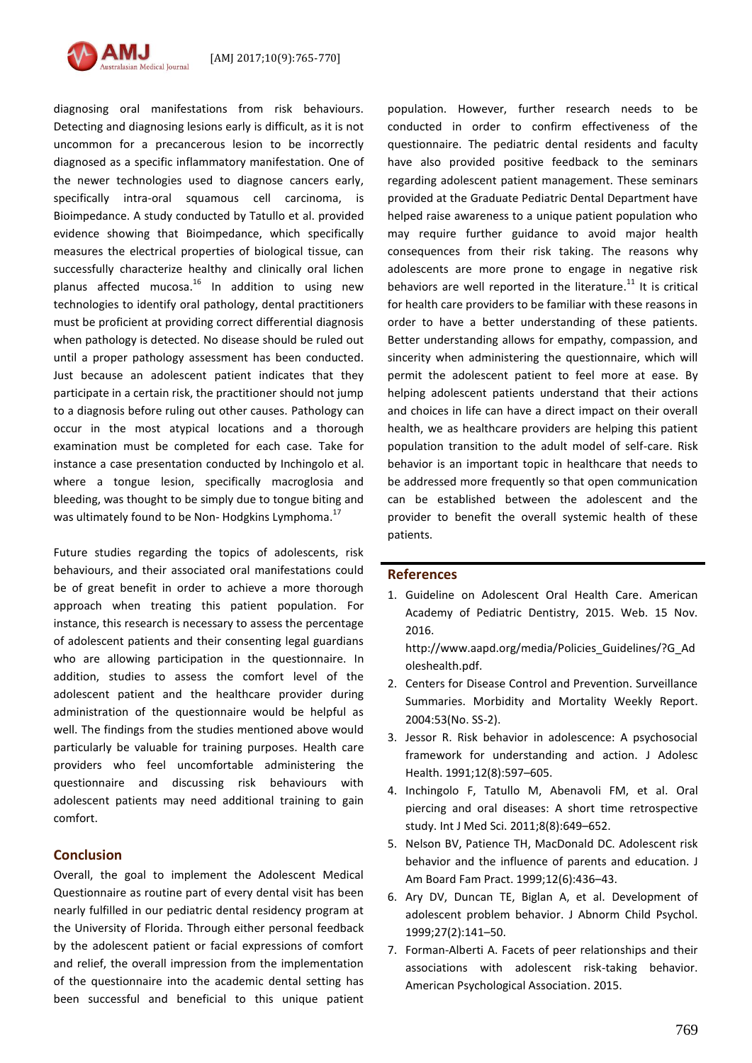diagnosing oral manifestations from risk behaviours. Detecting and diagnosing lesions early is difficult, as it is not uncommon for a precancerous lesion to be incorrectly diagnosed as a specific inflammatory manifestation. One of the newer technologies used to diagnose cancers early, specifically intra-oral squamous cell carcinoma, is Bioimpedance. A study conducted by Tatullo et al. provided evidence showing that Bioimpedance, which specifically measures the electrical properties of biological tissue, can successfully characterize healthy and clinically oral lichen planus affected mucosa.[16] In addition to using new technologies to identify oral pathology, dental practitioners must be proficient at providing correct differential diagnosis when pathology is detected. No disease should be ruled out until a proper pathology assessment has been conducted. Just because an adolescent patient indicates that they participate in a certain risk, the practitioner should not jump to a diagnosis before ruling out other causes. Pathology can occur in the most atypical locations and a thorough examination must be completed for each case. Take for instance a case presentation conducted by Inchingolo et al. where a tongue lesion, specifically macroglossia and bleeding, was thought to be simply due to tongue biting and was ultimately found to be Non- Hodgkins Lymphoma.[17]

Future studies regarding the topics of adolescents, risk behaviours, and their associated oral manifestations could be of great benefit in order to achieve a more thorough approach when treating this patient population. For instance, this research is necessary to assess the percentage of adolescent patients and their consenting legal guardians who are allowing participation in the questionnaire. In addition, studies to assess the comfort level of the adolescent patient and the healthcare provider during administration of the questionnaire would be helpful as well. The findings from the studies mentioned above would particularly be valuable for training purposes. Health care providers who feel uncomfortable administering the questionnaire and discussing risk behaviours with adolescent patients may need additional training to gain comfort.

## Conclusion

Overall, the goal to implement the Adolescent Medical Questionnaire as routine part of every dental visit has been nearly fulfilled in our pediatric dental residency program at the University of Florida. Through either personal feedback by the adolescent patient or facial expressions of comfort and relief, the overall impression from the implementation of the questionnaire into the academic dental setting has been successful and beneficial to this unique patient population. However, further research needs to be conducted in order to confirm effectiveness of the questionnaire. The pediatric dental residents and faculty have also provided positive feedback to the seminars regarding adolescent patient management. These seminars provided at the Graduate Pediatric Dental Department have helped raise awareness to a unique patient population who may require further guidance to avoid major health consequences from their risk taking. The reasons why adolescents are more prone to engage in negative risk behaviors are well reported in the literature.[11] It is critical for health care providers to be familiar with these reasons in order to have a better understanding of these patients. Better understanding allows for empathy, compassion, and sincerity when administering the questionnaire, which will permit the adolescent patient to feel more at ease. By helping adolescent patients understand that their actions and choices in life can have a direct impact on their overall health, we as healthcare providers are helping this patient population transition to the adult model of self-care. Risk behavior is an important topic in healthcare that needs to be addressed more frequently so that open communication can be established between the adolescent and the provider to benefit the overall systemic health of these patients.

## References

1. Guideline on Adolescent Oral Health Care. American Academy of Pediatric Dentistry, 2015. Web. 15 Nov. 2016. http://www.aapd.org/media/Policies_Guidelines/?G_Adoleshealth.pdf.
2. Centers for Disease Control and Prevention. Surveillance Summaries. Morbidity and Mortality Weekly Report. 2004:53(No. SS-2).
3. Jessor R. Risk behavior in adolescence: A psychosocial framework for understanding and action. J Adolesc Health. 1991;12(8):597–605.
4. Inchingolo F, Tatullo M, Abenavoli FM, et al. Oral piercing and oral diseases: A short time retrospective study. Int J Med Sci. 2011;8(8):649–652.
5. Nelson BV, Patience TH, MacDonald DC. Adolescent risk behavior and the influence of parents and education. J Am Board Fam Pract. 1999;12(6):436–43.
6. Ary DV, Duncan TE, Biglan A, et al. Development of adolescent problem behavior. J Abnorm Child Psychol. 1999;27(2):141–50.
7. Forman-Alberti A. Facets of peer relationships and their associations with adolescent risk-taking behavior. American Psychological Association. 2015.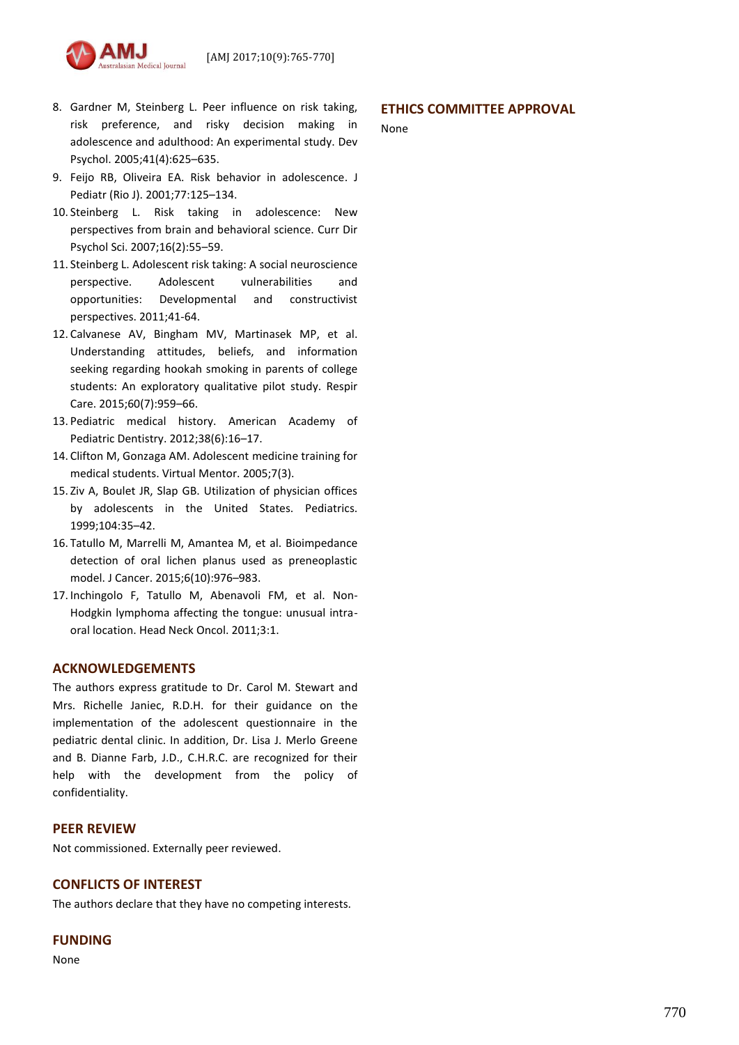8. Gardner M, Steinberg L. Peer influence on risk taking, risk preference, and risky decision making in adolescence and adulthood: An experimental study. Dev Psychol. 2005;41(4):625–635.
9. Feijo RB, Oliveira EA. Risk behavior in adolescence. J Pediatr (Rio J). 2001;77:125–134.
10. Steinberg L. Risk taking in adolescence: New perspectives from brain and behavioral science. Curr Dir Psychol Sci. 2007;16(2):55–59.
11. Steinberg L. Adolescent risk taking: A social neuroscience perspective. Adolescent vulnerabilities and opportunities: Developmental and constructivist perspectives. 2011;41-64.
12. Calvanese AV, Bingham MV, Martinasek MP, et al. Understanding attitudes, beliefs, and information seeking regarding hookah smoking in parents of college students: An exploratory qualitative pilot study. Respir Care. 2015;60(7):959–66.
13. Pediatric medical history. American Academy of Pediatric Dentistry. 2012;38(6):16–17.
14. Clifton M, Gonzaga AM. Adolescent medicine training for medical students. Virtual Mentor. 2005;7(3).
15. Ziv A, Boulet JR, Slap GB. Utilization of physician offices by adolescents in the United States. Pediatrics. 1999;104:35–42.
16. Tatullo M, Marrelli M, Amantea M, et al. Bioimpedance detection of oral lichen planus used as preneoplastic model. J Cancer. 2015;6(10):976–983.
17. Inchingolo F, Tatullo M, Abenavoli FM, et al. Non-Hodgkin lymphoma affecting the tongue: unusual intra-oral location. Head Neck Oncol. 2011;3:1.

## ACKNOWLEDGEMENTS

The authors express gratitude to Dr. Carol M. Stewart and Mrs. Richelle Janiec, R.D.H. for their guidance on the implementation of the adolescent questionnaire in the pediatric dental clinic. In addition, Dr. Lisa J. Merlo Greene and B. Dianne Farb, J.D., C.H.R.C. are recognized for their help with the development from the policy of confidentiality.

## PEER REVIEW

Not commissioned. Externally peer reviewed.

## CONFLICTS OF INTEREST

The authors declare that they have no competing interests.

## FUNDING

None

## ETHICS COMMITTEE APPROVAL

None